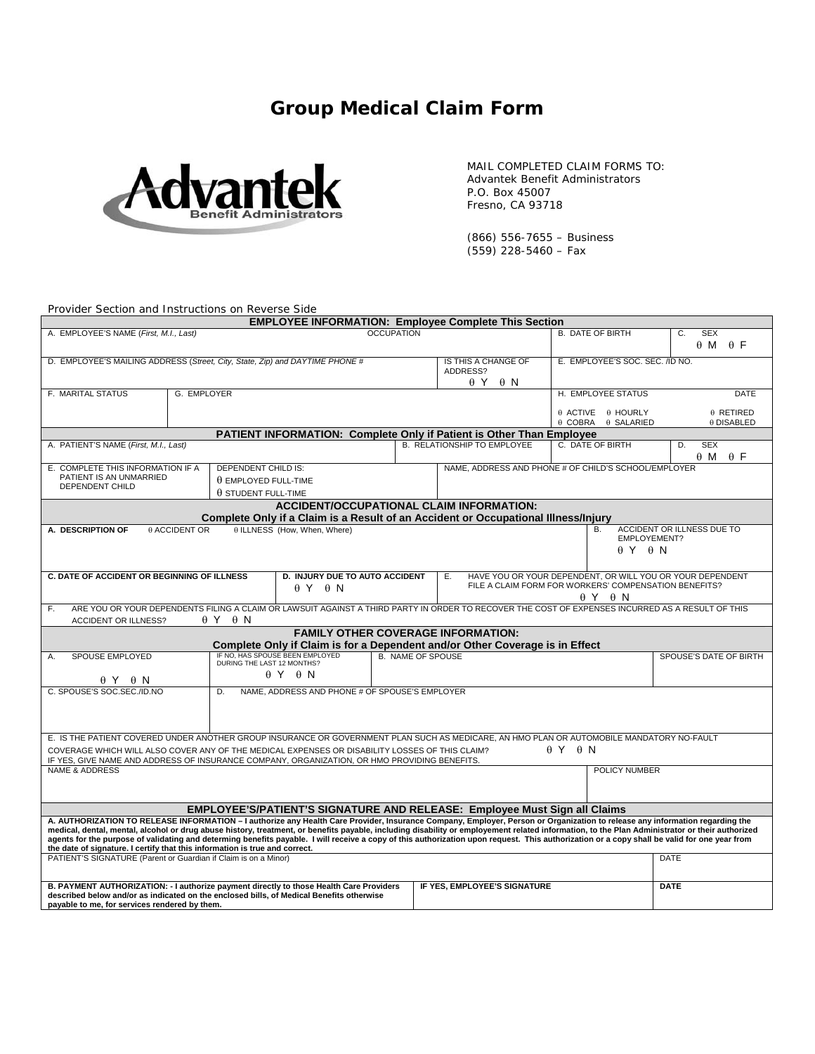# Group Medical Claim Form

Advantek Benefit Administrators

MAIL COMPLETED CLAIM FORMS TO:
Advantek Benefit Administrators
P.O. Box 45007
Fresno, CA 93718

(866) 556-7655 – Business
(559) 228-5460 – Fax

Provider Section and Instructions on Reverse Side

## EMPLOYEE INFORMATION: Employee Complete This Section

| | | | | |
|---|---|---|---|---|
| A. EMPLOYEE'S NAME (*First, M.I., Last*) | OCCUPATION | B. DATE OF BIRTH | C. SEX θ M θ F | |
| D. EMPLOYEE'S MAILING ADDRESS (*Street, City, State, Zip*) and DAYTIME PHONE # | IS THIS A CHANGE OF ADDRESS? θ Y θ N | E. EMPLOYEE'S SOC. SEC. /ID NO. | | |
| F. MARITAL STATUS | G. EMPLOYER | H. EMPLOYEE STATUS θ ACTIVE θ HOURLY θ COBRA θ SALARIED | DATE θ RETIRED θ DISABLED | |

## PATIENT INFORMATION: Complete Only if Patient is Other Than Employee

| | | | |
|---|---|---|---|
| A. PATIENT'S NAME (*First, M.I., Last*) | B. RELATIONSHIP TO EMPLOYEE | C. DATE OF BIRTH | D. SEX θ M θ F |
| E. COMPLETE THIS INFORMATION IF A PATIENT IS AN UNMARRIED DEPENDENT CHILD | DEPENDENT CHILD IS: θ EMPLOYED FULL-TIME θ STUDENT FULL-TIME | NAME, ADDRESS AND PHONE # OF CHILD'S SCHOOL/EMPLOYER | |

## ACCIDENT/OCCUPATIONAL CLAIM INFORMATION:
### Complete Only if a Claim is a Result of an Accident or Occupational Illness/Injury

| | | |
|---|---|---|
| **A. DESCRIPTION OF** θ ACCIDENT OR θ ILLNESS (How, When, Where) | | B. ACCIDENT OR ILLNESS DUE TO EMPLOYMENT? θ Y θ N |
| **C. DATE OF ACCIDENT OR BEGINNING OF ILLNESS** | **D. INJURY DUE TO AUTO ACCIDENT** θ Y θ N | E. HAVE YOU OR YOUR DEPENDENT, OR WILL YOU OR YOUR DEPENDENT FILE A CLAIM FORM FOR WORKERS' COMPENSATION BENEFITS? θ Y θ N |
| F. ARE YOU OR YOUR DEPENDENTS FILING A CLAIM OR LAWSUIT AGAINST A THIRD PARTY IN ORDER TO RECOVER THE COST OF EXPENSES INCURRED AS A RESULT OF THIS ACCIDENT OR ILLNESS? θ Y θ N | | |

## FAMILY OTHER COVERAGE INFORMATION:
### Complete Only if Claim is for a Dependent and/or Other Coverage is in Effect

| | | | |
|---|---|---|---|
| A. SPOUSE EMPLOYED θ Y θ N | IF NO, HAS SPOUSE BEEN EMPLOYED DURING THE LAST 12 MONTHS? θ Y θ N | B. NAME OF SPOUSE | SPOUSE'S DATE OF BIRTH |
| C. SPOUSE'S SOC.SEC./ID.NO | D. NAME, ADDRESS AND PHONE # OF SPOUSE'S EMPLOYER | | |

E. IS THE PATIENT COVERED UNDER ANOTHER GROUP INSURANCE OR GOVERNMENT PLAN SUCH AS MEDICARE, AN HMO PLAN OR AUTOMOBILE MANDATORY NO-FAULT COVERAGE WHICH WILL ALSO COVER ANY OF THE MEDICAL EXPENSES OR DISABILITY LOSSES OF THIS CLAIM? θ Y θ N
IF YES, GIVE NAME AND ADDRESS OF INSURANCE COMPANY, ORGANIZATION, OR HMO PROVIDING BENEFITS.

| | |
|---|---|
| NAME & ADDRESS | POLICY NUMBER |

## EMPLOYEE'S/PATIENT'S SIGNATURE AND RELEASE: Employee Must Sign all Claims

**A. AUTHORIZATION TO RELEASE INFORMATION – I authorize any Health Care Provider, Insurance Company, Employer, Person or Organization to release any information regarding the medical, dental, mental, alcohol or drug abuse history, treatment, or benefits payable, including disability or employement related information, to the Plan Administrator or their authorized agents for the purpose of validating and determining benefits payable. I will receive a copy of this authorization upon request. This authorization or a copy shall be valid for one year from the date of signature. I certify that this information is true and correct.**

| | | |
|---|---|---|
| PATIENT'S SIGNATURE (Parent or Guardian if Claim is on a Minor) | | DATE |
| **B. PAYMENT AUTHORIZATION: - I authorize payment directly to those Health Care Providers described below and/or as indicated on the enclosed bills, of Medical Benefits otherwise payable to me, for services rendered by them.** | **IF YES, EMPLOYEE'S SIGNATURE** | **DATE** |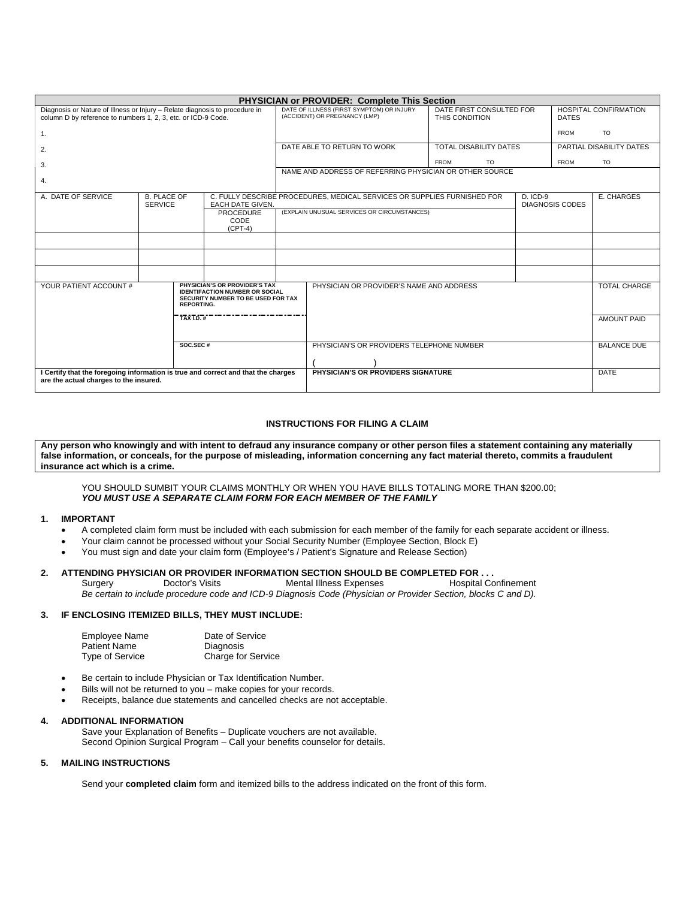## PHYSICIAN or PROVIDER: Complete This Section

| Diagnosis or Nature of Illness or Injury – Relate diagnosis to procedure in column D by reference to numbers 1, 2, 3, etc. or ICD-9 Code. | DATE OF ILLNESS (FIRST SYMPTOM) OR INJURY (ACCIDENT) OR PREGNANCY (LMP) | DATE FIRST CONSULTED FOR THIS CONDITION | HOSPITAL CONFIRMATION DATES FROM TO |
|---|---|---|---|
| 1. | | | |
| 2. | DATE ABLE TO RETURN TO WORK | TOTAL DISABILITY DATES FROM TO | PARTIAL DISABILITY DATES FROM TO |
| 3. | | | |
| 4. | NAME AND ADDRESS OF REFERRING PHYSICIAN OR OTHER SOURCE | | |

| A. DATE OF SERVICE | B. PLACE OF SERVICE | C. FULLY DESCRIBE PROCEDURES, MEDICAL SERVICES OR SUPPLIES FURNISHED FOR EACH DATE GIVEN. PROCEDURE CODE (CPT-4) | (EXPLAIN UNUSUAL SERVICES OR CIRCUMSTANCES) | D. ICD-9 DIAGNOSIS CODES | E. CHARGES |
|---|---|---|---|---|---|
| | | | | | |
| | | | | | |
| | | | | | |

| YOUR PATIENT ACCOUNT # | PHYSICIAN'S OR PROVIDER'S TAX IDENTIFACTION NUMBER OR SOCIAL SECURITY NUMBER TO BE USED FOR TAX REPORTING. | PHYSICIAN OR PROVIDER'S NAME AND ADDRESS | TOTAL CHARGE |
|---|---|---|---|
| | TAX I.D. # | | AMOUNT PAID |
| | SOC.SEC # | PHYSICIAN'S OR PROVIDERS TELEPHONE NUMBER ( ) | BALANCE DUE |
| **I Certify that the foregoing information is true and correct and that the charges are the actual charges to the insured.** | | **PHYSICIAN'S OR PROVIDERS SIGNATURE** | DATE |

## INSTRUCTIONS FOR FILING A CLAIM

**Any person who knowingly and with intent to defraud any insurance company or other person files a statement containing any materially false information, or conceals, for the purpose of misleading, information concerning any fact material thereto, commits a fraudulent insurance act which is a crime.**

YOU SHOULD SUMBIT YOUR CLAIMS MONTHLY OR WHEN YOU HAVE BILLS TOTALING MORE THAN $200.00;
***YOU MUST USE A SEPARATE CLAIM FORM FOR EACH MEMBER OF THE FAMILY***

### 1. IMPORTANT

- A completed claim form must be included with each submission for each member of the family for each separate accident or illness.
- Your claim cannot be processed without your Social Security Number (Employee Section, Block E)
- You must sign and date your claim form (Employee's / Patient's Signature and Release Section)

### 2. ATTENDING PHYSICIAN OR PROVIDER INFORMATION SECTION SHOULD BE COMPLETED FOR . . .

Surgery Doctor's Visits Mental Illness Expenses Hospital Confinement

*Be certain to include procedure code and ICD-9 Diagnosis Code (Physician or Provider Section, blocks C and D).*

### 3. IF ENCLOSING ITEMIZED BILLS, THEY MUST INCLUDE:

| | |
|---|---|
| Employee Name | Date of Service |
| Patient Name | Diagnosis |
| Type of Service | Charge for Service |

- Be certain to include Physician or Tax Identification Number.
- Bills will not be returned to you – make copies for your records.
- Receipts, balance due statements and cancelled checks are not acceptable.

### 4. ADDITIONAL INFORMATION

Save your Explanation of Benefits – Duplicate vouchers are not available.
Second Opinion Surgical Program – Call your benefits counselor for details.

### 5. MAILING INSTRUCTIONS

Send your **completed claim** form and itemized bills to the address indicated on the front of this form.